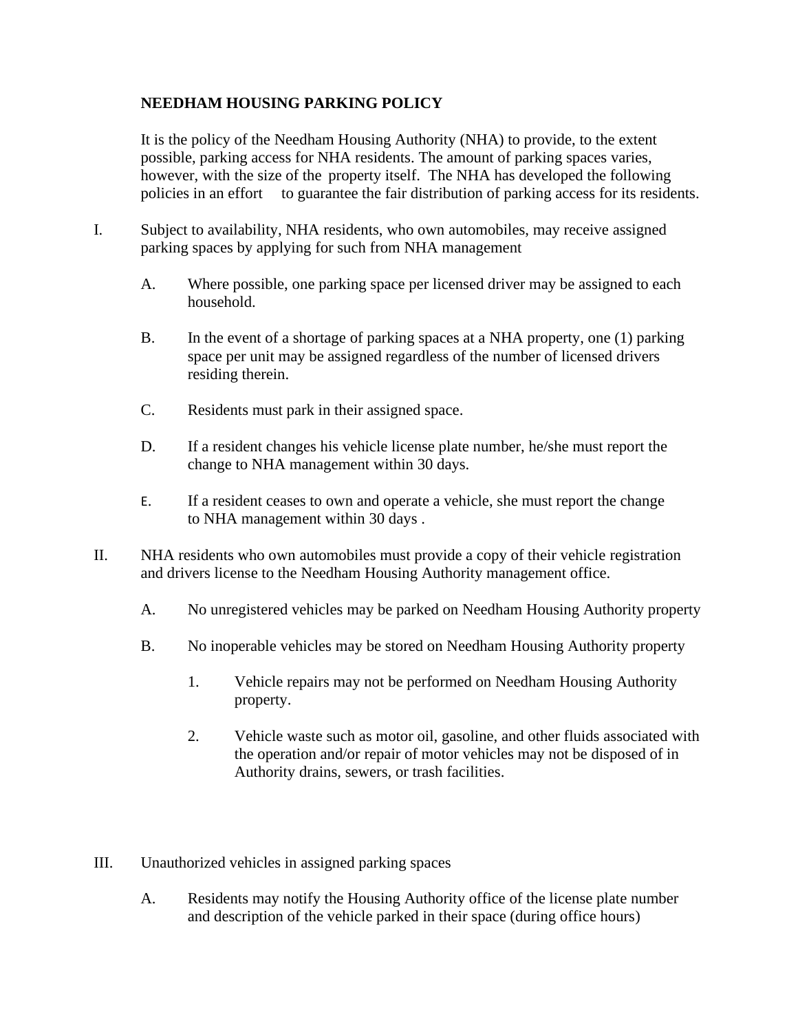**NEEDHAM HOUSING PARKING POLICY**

It is the policy of the Needham Housing Authority (NHA) to provide, to the extent possible, parking access for NHA residents. The amount of parking spaces varies, however, with the size of the property itself. The NHA has developed the following policies in an effort to guarantee the fair distribution of parking access for its residents.

I. Subject to availability, NHA residents, who own automobiles, may receive assigned parking spaces by applying for such from NHA management

   A. Where possible, one parking space per licensed driver may be assigned to each household.

   B. In the event of a shortage of parking spaces at a NHA property, one (1) parking space per unit may be assigned regardless of the number of licensed drivers residing therein.

   C. Residents must park in their assigned space.

   D. If a resident changes his vehicle license plate number, he/she must report the change to NHA management within 30 days.

   E. If a resident ceases to own and operate a vehicle, she must report the change to NHA management within 30 days .

II. NHA residents who own automobiles must provide a copy of their vehicle registration and drivers license to the Needham Housing Authority management office.

   A. No unregistered vehicles may be parked on Needham Housing Authority property

   B. No inoperable vehicles may be stored on Needham Housing Authority property

      1. Vehicle repairs may not be performed on Needham Housing Authority property.

      2. Vehicle waste such as motor oil, gasoline, and other fluids associated with the operation and/or repair of motor vehicles may not be disposed of in Authority drains, sewers, or trash facilities.

III. Unauthorized vehicles in assigned parking spaces

   A. Residents may notify the Housing Authority office of the license plate number and description of the vehicle parked in their space (during office hours)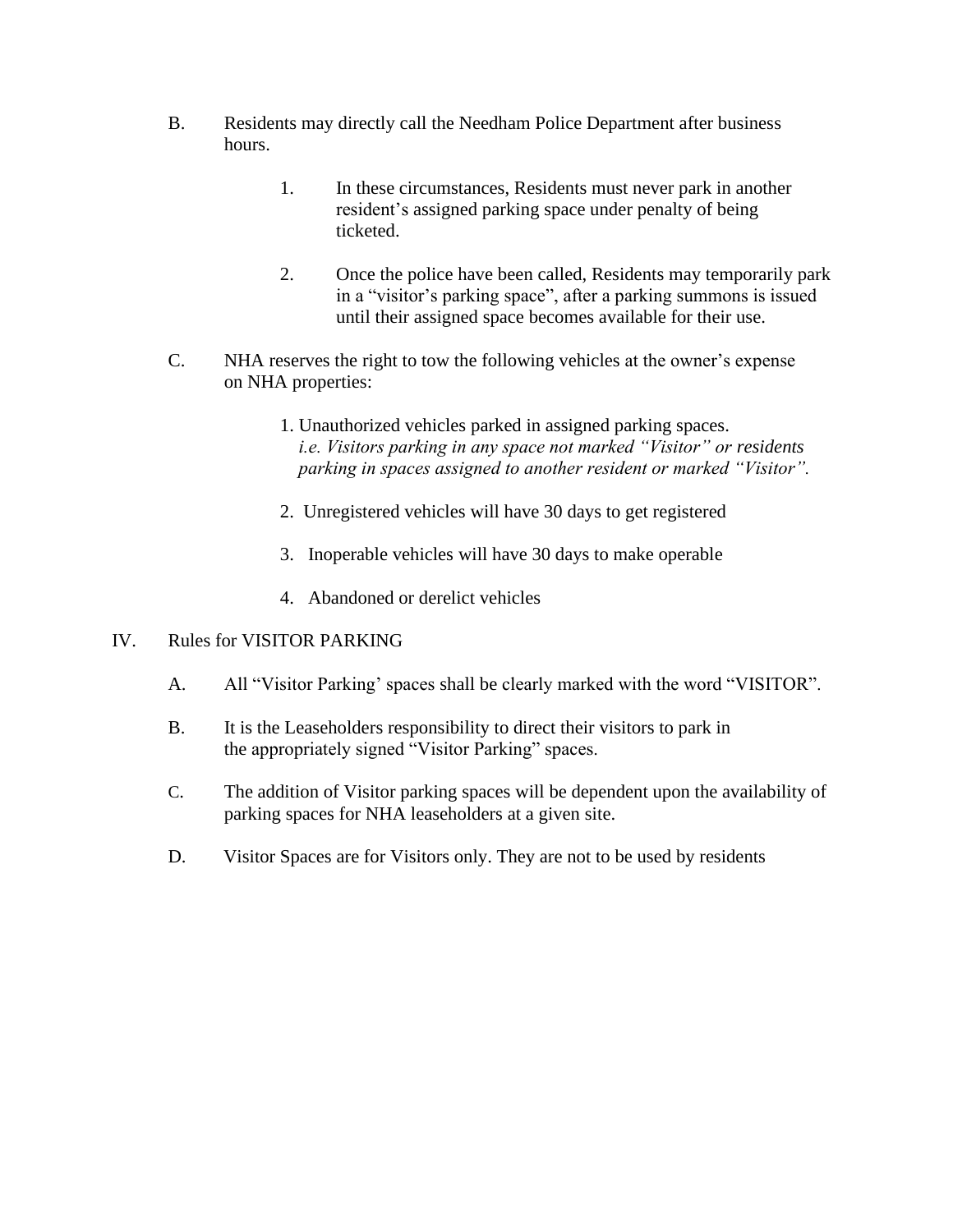B. Residents may directly call the Needham Police Department after business hours.

1. In these circumstances, Residents must never park in another resident's assigned parking space under penalty of being ticketed.

2. Once the police have been called, Residents may temporarily park in a "visitor's parking space", after a parking summons is issued until their assigned space becomes available for their use.

C. NHA reserves the right to tow the following vehicles at the owner's expense on NHA properties:

1. Unauthorized vehicles parked in assigned parking spaces.
   *i.e. Visitors parking in any space not marked "Visitor" or residents parking in spaces assigned to another resident or marked "Visitor".*

2. Unregistered vehicles will have 30 days to get registered

3. Inoperable vehicles will have 30 days to make operable

4. Abandoned or derelict vehicles

IV. Rules for VISITOR PARKING

A. All "Visitor Parking' spaces shall be clearly marked with the word "VISITOR".

B. It is the Leaseholders responsibility to direct their visitors to park in the appropriately signed "Visitor Parking" spaces.

C. The addition of Visitor parking spaces will be dependent upon the availability of parking spaces for NHA leaseholders at a given site.

D. Visitor Spaces are for Visitors only. They are not to be used by residents